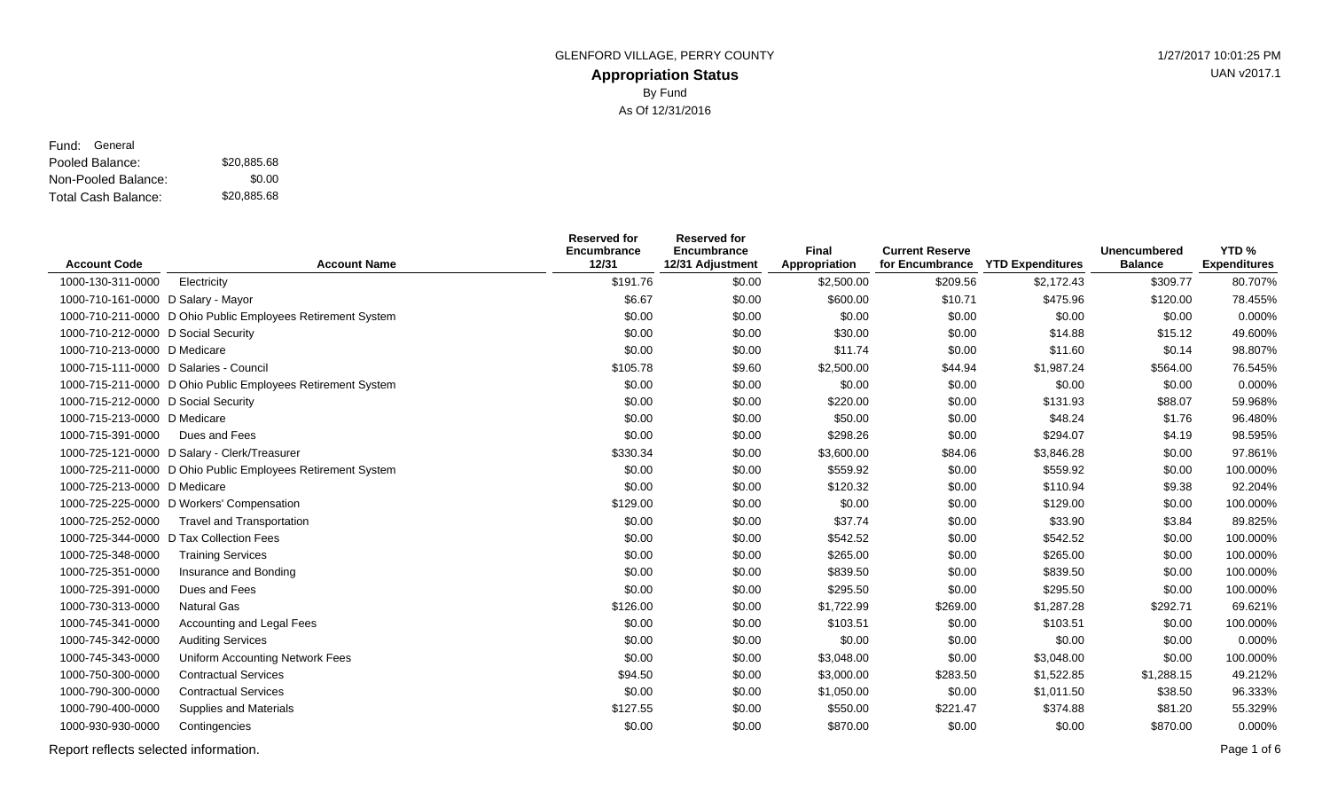GLENFORD VILLAGE, PERRY COUNTY

# Appropriation Status

By Fund

As Of 12/31/2016

1/27/2017 10:01:25 PM
UAN v2017.1

Fund: General

| | |
|---|---|
| Pooled Balance: | $20,885.68 |
| Non-Pooled Balance: | $0.00 |
| Total Cash Balance: | $20,885.68 |

| Account Code | Account Name | Reserved for Encumbrance 12/31 | Reserved for Encumbrance 12/31 Adjustment | Final Appropriation | Current Reserve for Encumbrance | YTD Expenditures | Unencumbered Balance | YTD % Expenditures |
|---|---|---|---|---|---|---|---|---|
| 1000-130-311-0000 | Electricity | $191.76 | $0.00 | $2,500.00 | $209.56 | $2,172.43 | $309.77 | 80.707% |
| 1000-710-161-0000 | D Salary - Mayor | $6.67 | $0.00 | $600.00 | $10.71 | $475.96 | $120.00 | 78.455% |
| 1000-710-211-0000 | D Ohio Public Employees Retirement System | $0.00 | $0.00 | $0.00 | $0.00 | $0.00 | $0.00 | 0.000% |
| 1000-710-212-0000 | D Social Security | $0.00 | $0.00 | $30.00 | $0.00 | $14.88 | $15.12 | 49.600% |
| 1000-710-213-0000 | D Medicare | $0.00 | $0.00 | $11.74 | $0.00 | $11.60 | $0.14 | 98.807% |
| 1000-715-111-0000 | D Salaries - Council | $105.78 | $9.60 | $2,500.00 | $44.94 | $1,987.24 | $564.00 | 76.545% |
| 1000-715-211-0000 | D Ohio Public Employees Retirement System | $0.00 | $0.00 | $0.00 | $0.00 | $0.00 | $0.00 | 0.000% |
| 1000-715-212-0000 | D Social Security | $0.00 | $0.00 | $220.00 | $0.00 | $131.93 | $88.07 | 59.968% |
| 1000-715-213-0000 | D Medicare | $0.00 | $0.00 | $50.00 | $0.00 | $48.24 | $1.76 | 96.480% |
| 1000-715-391-0000 | Dues and Fees | $0.00 | $0.00 | $298.26 | $0.00 | $294.07 | $4.19 | 98.595% |
| 1000-725-121-0000 | D Salary - Clerk/Treasurer | $330.34 | $0.00 | $3,600.00 | $84.06 | $3,846.28 | $0.00 | 97.861% |
| 1000-725-211-0000 | D Ohio Public Employees Retirement System | $0.00 | $0.00 | $559.92 | $0.00 | $559.92 | $0.00 | 100.000% |
| 1000-725-213-0000 | D Medicare | $0.00 | $0.00 | $120.32 | $0.00 | $110.94 | $9.38 | 92.204% |
| 1000-725-225-0000 | D Workers' Compensation | $129.00 | $0.00 | $0.00 | $0.00 | $129.00 | $0.00 | 100.000% |
| 1000-725-252-0000 | Travel and Transportation | $0.00 | $0.00 | $37.74 | $0.00 | $33.90 | $3.84 | 89.825% |
| 1000-725-344-0000 | D Tax Collection Fees | $0.00 | $0.00 | $542.52 | $0.00 | $542.52 | $0.00 | 100.000% |
| 1000-725-348-0000 | Training Services | $0.00 | $0.00 | $265.00 | $0.00 | $265.00 | $0.00 | 100.000% |
| 1000-725-351-0000 | Insurance and Bonding | $0.00 | $0.00 | $839.50 | $0.00 | $839.50 | $0.00 | 100.000% |
| 1000-725-391-0000 | Dues and Fees | $0.00 | $0.00 | $295.50 | $0.00 | $295.50 | $0.00 | 100.000% |
| 1000-730-313-0000 | Natural Gas | $126.00 | $0.00 | $1,722.99 | $269.00 | $1,287.28 | $292.71 | 69.621% |
| 1000-745-341-0000 | Accounting and Legal Fees | $0.00 | $0.00 | $103.51 | $0.00 | $103.51 | $0.00 | 100.000% |
| 1000-745-342-0000 | Auditing Services | $0.00 | $0.00 | $0.00 | $0.00 | $0.00 | $0.00 | 0.000% |
| 1000-745-343-0000 | Uniform Accounting Network Fees | $0.00 | $0.00 | $3,048.00 | $0.00 | $3,048.00 | $0.00 | 100.000% |
| 1000-750-300-0000 | Contractual Services | $94.50 | $0.00 | $3,000.00 | $283.50 | $1,522.85 | $1,288.15 | 49.212% |
| 1000-790-300-0000 | Contractual Services | $0.00 | $0.00 | $1,050.00 | $0.00 | $1,011.50 | $38.50 | 96.333% |
| 1000-790-400-0000 | Supplies and Materials | $127.55 | $0.00 | $550.00 | $221.47 | $374.88 | $81.20 | 55.329% |
| 1000-930-930-0000 | Contingencies | $0.00 | $0.00 | $870.00 | $0.00 | $0.00 | $870.00 | 0.000% |

Report reflects selected information.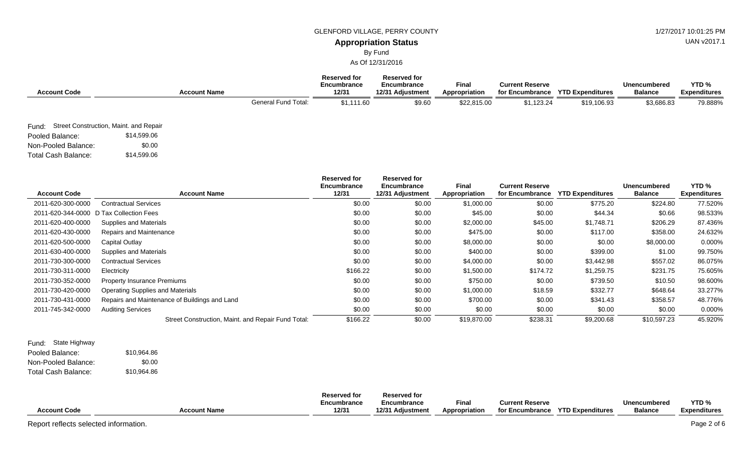| Account Code | Account Name | Reserved for Encumbrance 12/31 | Reserved for Encumbrance 12/31 Adjustment | Final Appropriation | Current Reserve for Encumbrance | YTD Expenditures | Unencumbered Balance | YTD % Expenditures |
|---|---|---|---|---|---|---|---|---|
| | General Fund Total: | $1,111.60 | $9.60 | $22,815.00 | $1,123.24 | $19,106.93 | $3,686.83 | 79.888% |

Fund: Street Construction, Maint. and Repair

Pooled Balance: $14,599.06

Non-Pooled Balance: $0.00

Total Cash Balance: $14,599.06

| Account Code | Account Name | Reserved for Encumbrance 12/31 | Reserved for Encumbrance 12/31 Adjustment | Final Appropriation | Current Reserve for Encumbrance | YTD Expenditures | Unencumbered Balance | YTD % Expenditures |
|---|---|---|---|---|---|---|---|---|
| 2011-620-300-0000 | Contractual Services | $0.00 | $0.00 | $1,000.00 | $0.00 | $775.20 | $224.80 | 77.520% |
| 2011-620-344-0000 | D Tax Collection Fees | $0.00 | $0.00 | $45.00 | $0.00 | $44.34 | $0.66 | 98.533% |
| 2011-620-400-0000 | Supplies and Materials | $0.00 | $0.00 | $2,000.00 | $45.00 | $1,748.71 | $206.29 | 87.436% |
| 2011-620-430-0000 | Repairs and Maintenance | $0.00 | $0.00 | $475.00 | $0.00 | $117.00 | $358.00 | 24.632% |
| 2011-620-500-0000 | Capital Outlay | $0.00 | $0.00 | $8,000.00 | $0.00 | $0.00 | $8,000.00 | 0.000% |
| 2011-630-400-0000 | Supplies and Materials | $0.00 | $0.00 | $400.00 | $0.00 | $399.00 | $1.00 | 99.750% |
| 2011-730-300-0000 | Contractual Services | $0.00 | $0.00 | $4,000.00 | $0.00 | $3,442.98 | $557.02 | 86.075% |
| 2011-730-311-0000 | Electricity | $166.22 | $0.00 | $1,500.00 | $174.72 | $1,259.75 | $231.75 | 75.605% |
| 2011-730-352-0000 | Property Insurance Premiums | $0.00 | $0.00 | $750.00 | $0.00 | $739.50 | $10.50 | 98.600% |
| 2011-730-420-0000 | Operating Supplies and Materials | $0.00 | $0.00 | $1,000.00 | $18.59 | $332.77 | $648.64 | 33.277% |
| 2011-730-431-0000 | Repairs and Maintenance of Buildings and Land | $0.00 | $0.00 | $700.00 | $0.00 | $341.43 | $358.57 | 48.776% |
| 2011-745-342-0000 | Auditing Services | $0.00 | $0.00 | $0.00 | $0.00 | $0.00 | $0.00 | 0.000% |
| | Street Construction, Maint. and Repair Fund Total: | $166.22 | $0.00 | $19,870.00 | $238.31 | $9,200.68 | $10,597.23 | 45.920% |

Fund: State Highway

Pooled Balance: $10,964.86

Non-Pooled Balance: $0.00

Total Cash Balance: $10,964.86

| Account Code | Account Name | Reserved for Encumbrance 12/31 | Reserved for Encumbrance 12/31 Adjustment | Final Appropriation | Current Reserve for Encumbrance | YTD Expenditures | Unencumbered Balance | YTD % Expenditures |
|---|---|---|---|---|---|---|---|---|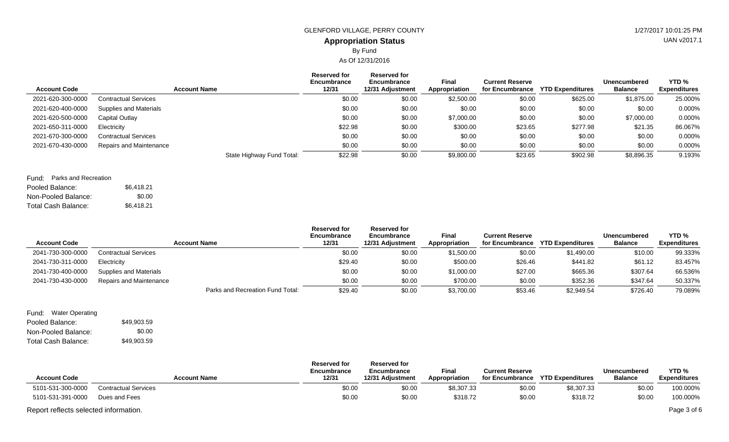GLENFORD VILLAGE, PERRY COUNTY

# Appropriation Status

By Fund

As Of 12/31/2016

| Account Code | Account Name | Reserved for Encumbrance 12/31 | Reserved for Encumbrance 12/31 Adjustment | Final Appropriation | Current Reserve for Encumbrance | YTD Expenditures | Unencumbered Balance | YTD % Expenditures |
|---|---|---|---|---|---|---|---|---|
| 2021-620-300-0000 | Contractual Services | $0.00 | $0.00 | $2,500.00 | $0.00 | $625.00 | $1,875.00 | 25.000% |
| 2021-620-400-0000 | Supplies and Materials | $0.00 | $0.00 | $0.00 | $0.00 | $0.00 | $0.00 | 0.000% |
| 2021-620-500-0000 | Capital Outlay | $0.00 | $0.00 | $7,000.00 | $0.00 | $0.00 | $7,000.00 | 0.000% |
| 2021-650-311-0000 | Electricity | $22.98 | $0.00 | $300.00 | $23.65 | $277.98 | $21.35 | 86.067% |
| 2021-670-300-0000 | Contractual Services | $0.00 | $0.00 | $0.00 | $0.00 | $0.00 | $0.00 | 0.000% |
| 2021-670-430-0000 | Repairs and Maintenance | $0.00 | $0.00 | $0.00 | $0.00 | $0.00 | $0.00 | 0.000% |
| | State Highway Fund Total: | $22.98 | $0.00 | $9,800.00 | $23.65 | $902.98 | $8,896.35 | 9.193% |

Fund: Parks and Recreation

Pooled Balance: $6,418.21

Non-Pooled Balance: $0.00

Total Cash Balance: $6,418.21

| Account Code | Account Name | Reserved for Encumbrance 12/31 | Reserved for Encumbrance 12/31 Adjustment | Final Appropriation | Current Reserve for Encumbrance | YTD Expenditures | Unencumbered Balance | YTD % Expenditures |
|---|---|---|---|---|---|---|---|---|
| 2041-730-300-0000 | Contractual Services | $0.00 | $0.00 | $1,500.00 | $0.00 | $1,490.00 | $10.00 | 99.333% |
| 2041-730-311-0000 | Electricity | $29.40 | $0.00 | $500.00 | $26.46 | $441.82 | $61.12 | 83.457% |
| 2041-730-400-0000 | Supplies and Materials | $0.00 | $0.00 | $1,000.00 | $27.00 | $665.36 | $307.64 | 66.536% |
| 2041-730-430-0000 | Repairs and Maintenance | $0.00 | $0.00 | $700.00 | $0.00 | $352.36 | $347.64 | 50.337% |
| | Parks and Recreation Fund Total: | $29.40 | $0.00 | $3,700.00 | $53.46 | $2,949.54 | $726.40 | 79.089% |

Fund: Water Operating

Pooled Balance: $49,903.59

Non-Pooled Balance: $0.00

Total Cash Balance: $49,903.59

| Account Code | Account Name | Reserved for Encumbrance 12/31 | Reserved for Encumbrance 12/31 Adjustment | Final Appropriation | Current Reserve for Encumbrance | YTD Expenditures | Unencumbered Balance | YTD % Expenditures |
|---|---|---|---|---|---|---|---|---|
| 5101-531-300-0000 | Contractual Services | $0.00 | $0.00 | $8,307.33 | $0.00 | $8,307.33 | $0.00 | 100.000% |
| 5101-531-391-0000 | Dues and Fees | $0.00 | $0.00 | $318.72 | $0.00 | $318.72 | $0.00 | 100.000% |

Report reflects selected information.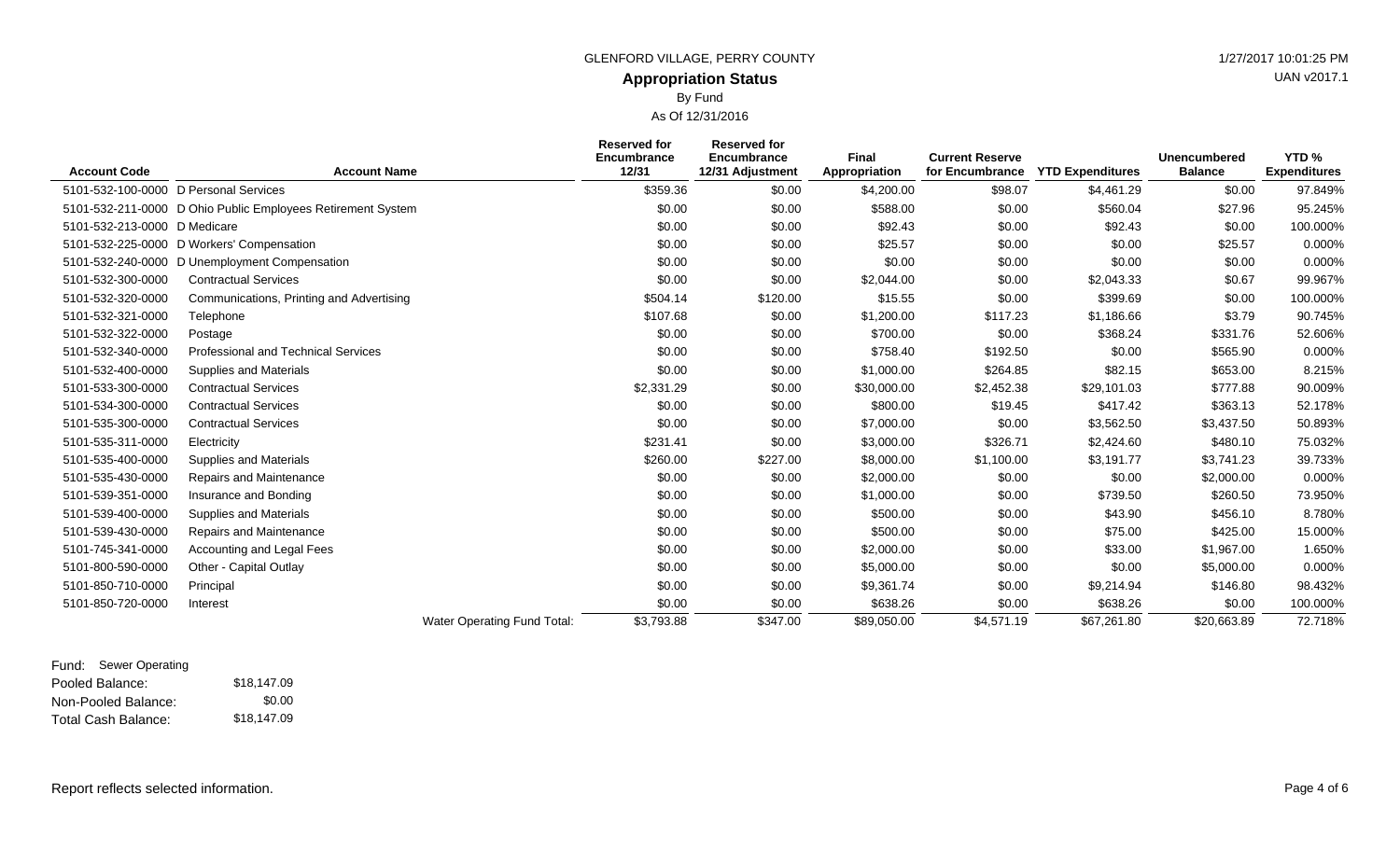GLENFORD VILLAGE, PERRY COUNTY

# Appropriation Status

By Fund

As Of 12/31/2016

| Account Code | Account Name | Reserved for Encumbrance 12/31 | Reserved for Encumbrance 12/31 Adjustment | Final Appropriation | Current Reserve for Encumbrance | YTD Expenditures | Unencumbered Balance | YTD % Expenditures |
|---|---|---|---|---|---|---|---|---|
| 5101-532-100-0000 | D Personal Services | $359.36 | $0.00 | $4,200.00 | $98.07 | $4,461.29 | $0.00 | 97.849% |
| 5101-532-211-0000 | D Ohio Public Employees Retirement System | $0.00 | $0.00 | $588.00 | $0.00 | $560.04 | $27.96 | 95.245% |
| 5101-532-213-0000 | D Medicare | $0.00 | $0.00 | $92.43 | $0.00 | $92.43 | $0.00 | 100.000% |
| 5101-532-225-0000 | D Workers' Compensation | $0.00 | $0.00 | $25.57 | $0.00 | $0.00 | $25.57 | 0.000% |
| 5101-532-240-0000 | D Unemployment Compensation | $0.00 | $0.00 | $0.00 | $0.00 | $0.00 | $0.00 | 0.000% |
| 5101-532-300-0000 | Contractual Services | $0.00 | $0.00 | $2,044.00 | $0.00 | $2,043.33 | $0.67 | 99.967% |
| 5101-532-320-0000 | Communications, Printing and Advertising | $504.14 | $120.00 | $15.55 | $0.00 | $399.69 | $0.00 | 100.000% |
| 5101-532-321-0000 | Telephone | $107.68 | $0.00 | $1,200.00 | $117.23 | $1,186.66 | $3.79 | 90.745% |
| 5101-532-322-0000 | Postage | $0.00 | $0.00 | $700.00 | $0.00 | $368.24 | $331.76 | 52.606% |
| 5101-532-340-0000 | Professional and Technical Services | $0.00 | $0.00 | $758.40 | $192.50 | $0.00 | $565.90 | 0.000% |
| 5101-532-400-0000 | Supplies and Materials | $0.00 | $0.00 | $1,000.00 | $264.85 | $82.15 | $653.00 | 8.215% |
| 5101-533-300-0000 | Contractual Services | $2,331.29 | $0.00 | $30,000.00 | $2,452.38 | $29,101.03 | $777.88 | 90.009% |
| 5101-534-300-0000 | Contractual Services | $0.00 | $0.00 | $800.00 | $19.45 | $417.42 | $363.13 | 52.178% |
| 5101-535-300-0000 | Contractual Services | $0.00 | $0.00 | $7,000.00 | $0.00 | $3,562.50 | $3,437.50 | 50.893% |
| 5101-535-311-0000 | Electricity | $231.41 | $0.00 | $3,000.00 | $326.71 | $2,424.60 | $480.10 | 75.032% |
| 5101-535-400-0000 | Supplies and Materials | $260.00 | $227.00 | $8,000.00 | $1,100.00 | $3,191.77 | $3,741.23 | 39.733% |
| 5101-535-430-0000 | Repairs and Maintenance | $0.00 | $0.00 | $2,000.00 | $0.00 | $0.00 | $2,000.00 | 0.000% |
| 5101-539-351-0000 | Insurance and Bonding | $0.00 | $0.00 | $1,000.00 | $0.00 | $739.50 | $260.50 | 73.950% |
| 5101-539-400-0000 | Supplies and Materials | $0.00 | $0.00 | $500.00 | $0.00 | $43.90 | $456.10 | 8.780% |
| 5101-539-430-0000 | Repairs and Maintenance | $0.00 | $0.00 | $500.00 | $0.00 | $75.00 | $425.00 | 15.000% |
| 5101-745-341-0000 | Accounting and Legal Fees | $0.00 | $0.00 | $2,000.00 | $0.00 | $33.00 | $1,967.00 | 1.650% |
| 5101-800-590-0000 | Other - Capital Outlay | $0.00 | $0.00 | $5,000.00 | $0.00 | $0.00 | $5,000.00 | 0.000% |
| 5101-850-710-0000 | Principal | $0.00 | $0.00 | $9,361.74 | $0.00 | $9,214.94 | $146.80 | 98.432% |
| 5101-850-720-0000 | Interest | $0.00 | $0.00 | $638.26 | $0.00 | $638.26 | $0.00 | 100.000% |
| | Water Operating Fund Total: | $3,793.88 | $347.00 | $89,050.00 | $4,571.19 | $67,261.80 | $20,663.89 | 72.718% |

Fund: Sewer Operating

| | |
|---|---|
| Pooled Balance: | $18,147.09 |
| Non-Pooled Balance: | $0.00 |
| Total Cash Balance: | $18,147.09 |

Report reflects selected information.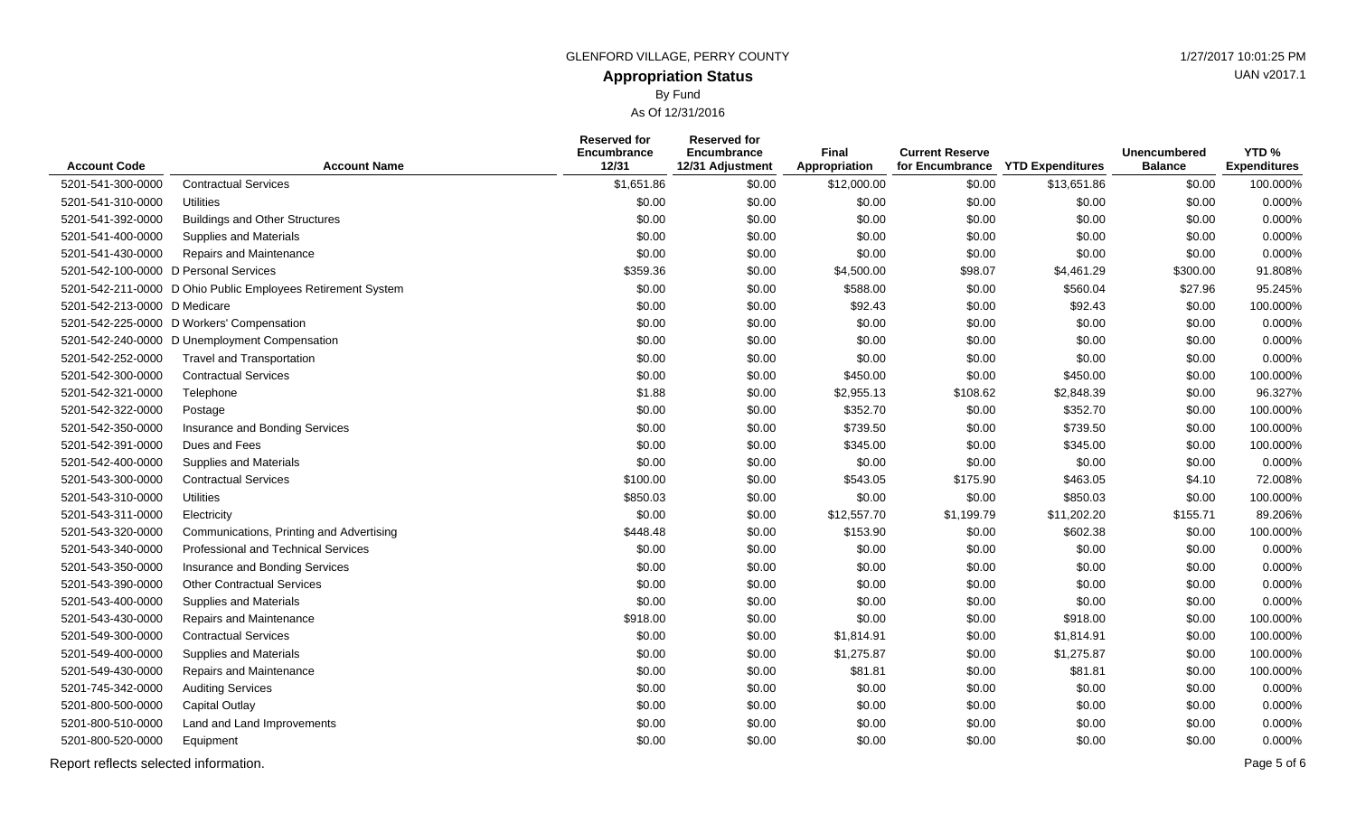GLENFORD VILLAGE, PERRY COUNTY

## Appropriation Status

By Fund

As Of 12/31/2016

| Account Code | Account Name | Reserved for Encumbrance 12/31 | Reserved for Encumbrance 12/31 Adjustment | Final Appropriation | Current Reserve for Encumbrance | YTD Expenditures | Unencumbered Balance | YTD % Expenditures |
|---|---|---|---|---|---|---|---|---|
| 5201-541-300-0000 | Contractual Services | $1,651.86 | $0.00 | $12,000.00 | $0.00 | $13,651.86 | $0.00 | 100.000% |
| 5201-541-310-0000 | Utilities | $0.00 | $0.00 | $0.00 | $0.00 | $0.00 | $0.00 | 0.000% |
| 5201-541-392-0000 | Buildings and Other Structures | $0.00 | $0.00 | $0.00 | $0.00 | $0.00 | $0.00 | 0.000% |
| 5201-541-400-0000 | Supplies and Materials | $0.00 | $0.00 | $0.00 | $0.00 | $0.00 | $0.00 | 0.000% |
| 5201-541-430-0000 | Repairs and Maintenance | $0.00 | $0.00 | $0.00 | $0.00 | $0.00 | $0.00 | 0.000% |
| 5201-542-100-0000 | D Personal Services | $359.36 | $0.00 | $4,500.00 | $98.07 | $4,461.29 | $300.00 | 91.808% |
| 5201-542-211-0000 | D Ohio Public Employees Retirement System | $0.00 | $0.00 | $588.00 | $0.00 | $560.04 | $27.96 | 95.245% |
| 5201-542-213-0000 | D Medicare | $0.00 | $0.00 | $92.43 | $0.00 | $92.43 | $0.00 | 100.000% |
| 5201-542-225-0000 | D Workers' Compensation | $0.00 | $0.00 | $0.00 | $0.00 | $0.00 | $0.00 | 0.000% |
| 5201-542-240-0000 | D Unemployment Compensation | $0.00 | $0.00 | $0.00 | $0.00 | $0.00 | $0.00 | 0.000% |
| 5201-542-252-0000 | Travel and Transportation | $0.00 | $0.00 | $0.00 | $0.00 | $0.00 | $0.00 | 0.000% |
| 5201-542-300-0000 | Contractual Services | $0.00 | $0.00 | $450.00 | $0.00 | $450.00 | $0.00 | 100.000% |
| 5201-542-321-0000 | Telephone | $1.88 | $0.00 | $2,955.13 | $108.62 | $2,848.39 | $0.00 | 96.327% |
| 5201-542-322-0000 | Postage | $0.00 | $0.00 | $352.70 | $0.00 | $352.70 | $0.00 | 100.000% |
| 5201-542-350-0000 | Insurance and Bonding Services | $0.00 | $0.00 | $739.50 | $0.00 | $739.50 | $0.00 | 100.000% |
| 5201-542-391-0000 | Dues and Fees | $0.00 | $0.00 | $345.00 | $0.00 | $345.00 | $0.00 | 100.000% |
| 5201-542-400-0000 | Supplies and Materials | $0.00 | $0.00 | $0.00 | $0.00 | $0.00 | $0.00 | 0.000% |
| 5201-543-300-0000 | Contractual Services | $100.00 | $0.00 | $543.05 | $175.90 | $463.05 | $4.10 | 72.008% |
| 5201-543-310-0000 | Utilities | $850.03 | $0.00 | $0.00 | $0.00 | $850.03 | $0.00 | 100.000% |
| 5201-543-311-0000 | Electricity | $0.00 | $0.00 | $12,557.70 | $1,199.79 | $11,202.20 | $155.71 | 89.206% |
| 5201-543-320-0000 | Communications, Printing and Advertising | $448.48 | $0.00 | $153.90 | $0.00 | $602.38 | $0.00 | 100.000% |
| 5201-543-340-0000 | Professional and Technical Services | $0.00 | $0.00 | $0.00 | $0.00 | $0.00 | $0.00 | 0.000% |
| 5201-543-350-0000 | Insurance and Bonding Services | $0.00 | $0.00 | $0.00 | $0.00 | $0.00 | $0.00 | 0.000% |
| 5201-543-390-0000 | Other Contractual Services | $0.00 | $0.00 | $0.00 | $0.00 | $0.00 | $0.00 | 0.000% |
| 5201-543-400-0000 | Supplies and Materials | $0.00 | $0.00 | $0.00 | $0.00 | $0.00 | $0.00 | 0.000% |
| 5201-543-430-0000 | Repairs and Maintenance | $918.00 | $0.00 | $0.00 | $0.00 | $918.00 | $0.00 | 100.000% |
| 5201-549-300-0000 | Contractual Services | $0.00 | $0.00 | $1,814.91 | $0.00 | $1,814.91 | $0.00 | 100.000% |
| 5201-549-400-0000 | Supplies and Materials | $0.00 | $0.00 | $1,275.87 | $0.00 | $1,275.87 | $0.00 | 100.000% |
| 5201-549-430-0000 | Repairs and Maintenance | $0.00 | $0.00 | $81.81 | $0.00 | $81.81 | $0.00 | 100.000% |
| 5201-745-342-0000 | Auditing Services | $0.00 | $0.00 | $0.00 | $0.00 | $0.00 | $0.00 | 0.000% |
| 5201-800-500-0000 | Capital Outlay | $0.00 | $0.00 | $0.00 | $0.00 | $0.00 | $0.00 | 0.000% |
| 5201-800-510-0000 | Land and Land Improvements | $0.00 | $0.00 | $0.00 | $0.00 | $0.00 | $0.00 | 0.000% |
| 5201-800-520-0000 | Equipment | $0.00 | $0.00 | $0.00 | $0.00 | $0.00 | $0.00 | 0.000% |

Report reflects selected information.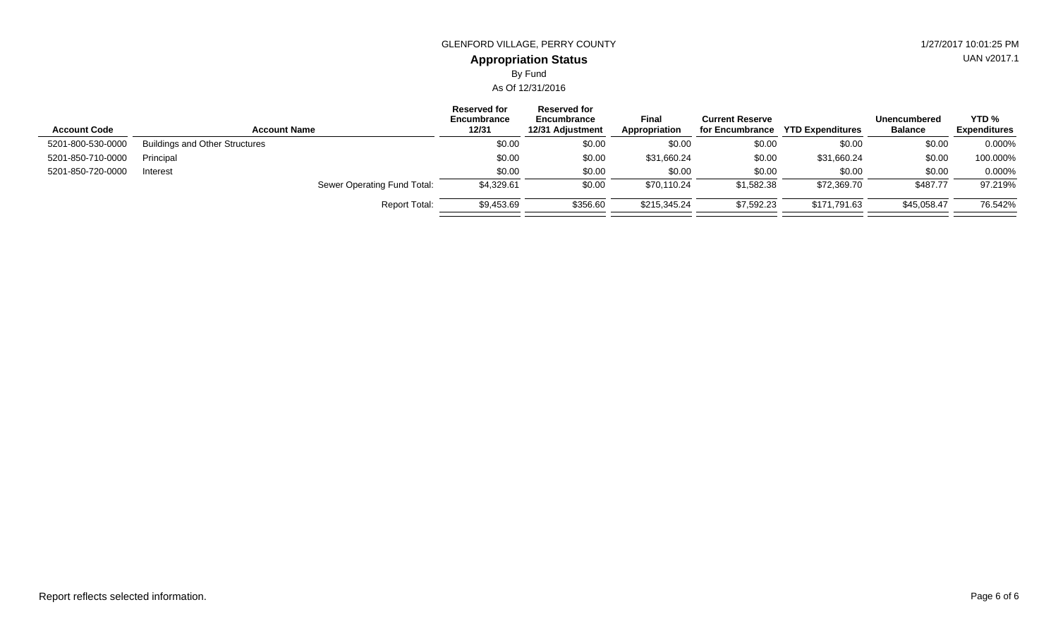GLENFORD VILLAGE, PERRY COUNTY

## Appropriation Status

By Fund

As Of 12/31/2016

| Account Code | Account Name | Reserved for Encumbrance 12/31 | Reserved for Encumbrance 12/31 Adjustment | Final Appropriation | Current Reserve for Encumbrance | YTD Expenditures | Unencumbered Balance | YTD % Expenditures |
|---|---|---|---|---|---|---|---|---|
| 5201-800-530-0000 | Buildings and Other Structures | $0.00 | $0.00 | $0.00 | $0.00 | $0.00 | $0.00 | 0.000% |
| 5201-850-710-0000 | Principal | $0.00 | $0.00 | $31,660.24 | $0.00 | $31,660.24 | $0.00 | 100.000% |
| 5201-850-720-0000 | Interest | $0.00 | $0.00 | $0.00 | $0.00 | $0.00 | $0.00 | 0.000% |
| | Sewer Operating Fund Total: | $4,329.61 | $0.00 | $70,110.24 | $1,582.38 | $72,369.70 | $487.77 | 97.219% |
| | Report Total: | $9,453.69 | $356.60 | $215,345.24 | $7,592.23 | $171,791.63 | $45,058.47 | 76.542% |

Report reflects selected information.